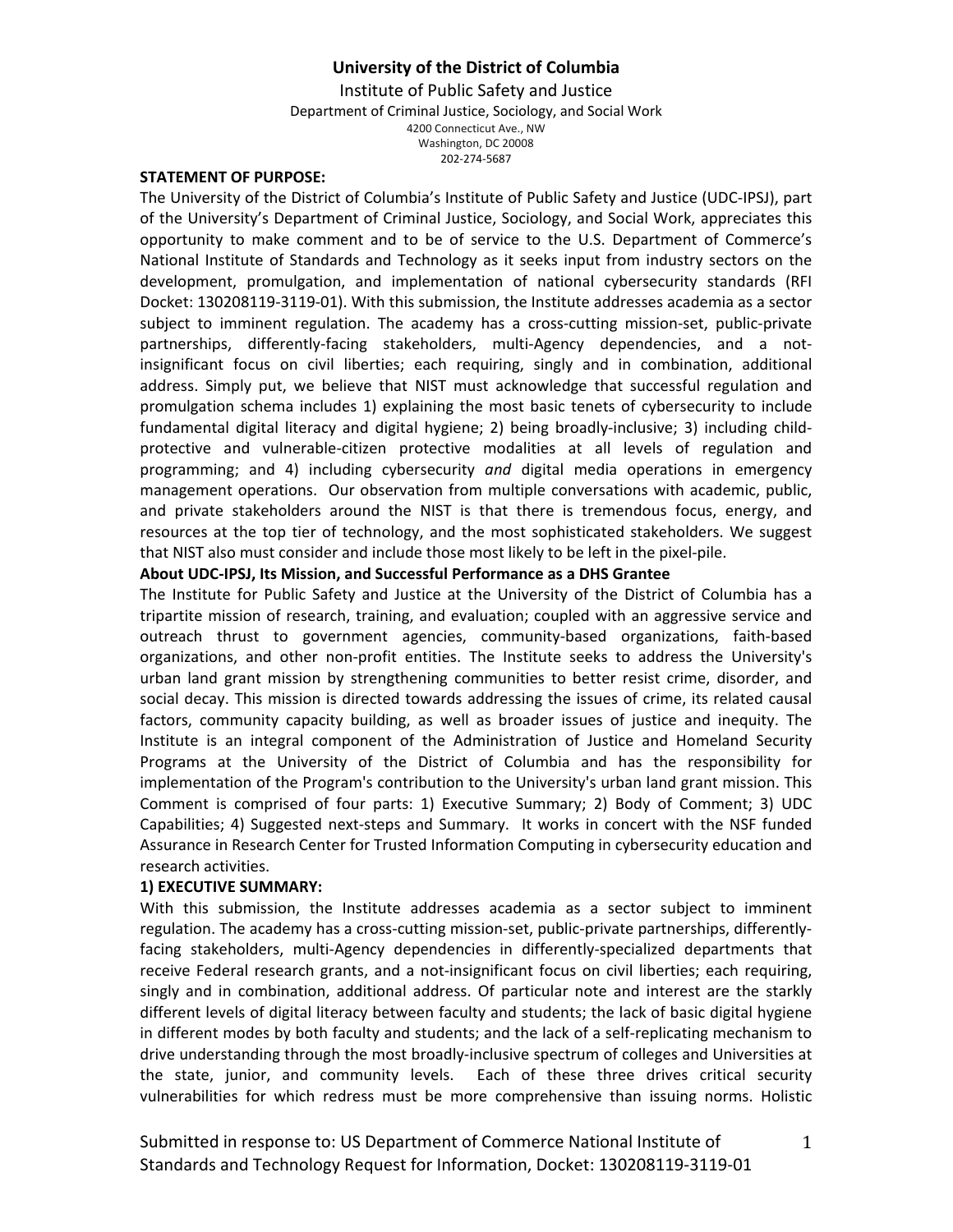**University of the District of Columbia**

Institute of Public Safety and Justice

Department of Criminal Justice, Sociology, and Social Work

4200 Connecticut Ave., NW
Washington, DC 20008
202-274-5687

**STATEMENT OF PURPOSE:**

The University of the District of Columbia's Institute of Public Safety and Justice (UDC-IPSJ), part of the University's Department of Criminal Justice, Sociology, and Social Work, appreciates this opportunity to make comment and to be of service to the U.S. Department of Commerce's National Institute of Standards and Technology as it seeks input from industry sectors on the development, promulgation, and implementation of national cybersecurity standards (RFI Docket: 130208119-3119-01). With this submission, the Institute addresses academia as a sector subject to imminent regulation. The academy has a cross-cutting mission-set, public-private partnerships, differently-facing stakeholders, multi-Agency dependencies, and a not-insignificant focus on civil liberties; each requiring, singly and in combination, additional address. Simply put, we believe that NIST must acknowledge that successful regulation and promulgation schema includes 1) explaining the most basic tenets of cybersecurity to include fundamental digital literacy and digital hygiene; 2) being broadly-inclusive; 3) including child-protective and vulnerable-citizen protective modalities at all levels of regulation and programming; and 4) including cybersecurity *and* digital media operations in emergency management operations. Our observation from multiple conversations with academic, public, and private stakeholders around the NIST is that there is tremendous focus, energy, and resources at the top tier of technology, and the most sophisticated stakeholders. We suggest that NIST also must consider and include those most likely to be left in the pixel-pile.

**About UDC-IPSJ, Its Mission, and Successful Performance as a DHS Grantee**

The Institute for Public Safety and Justice at the University of the District of Columbia has a tripartite mission of research, training, and evaluation; coupled with an aggressive service and outreach thrust to government agencies, community-based organizations, faith-based organizations, and other non-profit entities. The Institute seeks to address the University's urban land grant mission by strengthening communities to better resist crime, disorder, and social decay. This mission is directed towards addressing the issues of crime, its related causal factors, community capacity building, as well as broader issues of justice and inequity. The Institute is an integral component of the Administration of Justice and Homeland Security Programs at the University of the District of Columbia and has the responsibility for implementation of the Program's contribution to the University's urban land grant mission. This Comment is comprised of four parts: 1) Executive Summary; 2) Body of Comment; 3) UDC Capabilities; 4) Suggested next-steps and Summary. It works in concert with the NSF funded Assurance in Research Center for Trusted Information Computing in cybersecurity education and research activities.

**1) EXECUTIVE SUMMARY:**

With this submission, the Institute addresses academia as a sector subject to imminent regulation. The academy has a cross-cutting mission-set, public-private partnerships, differently-facing stakeholders, multi-Agency dependencies in differently-specialized departments that receive Federal research grants, and a not-insignificant focus on civil liberties; each requiring, singly and in combination, additional address. Of particular note and interest are the starkly different levels of digital literacy between faculty and students; the lack of basic digital hygiene in different modes by both faculty and students; and the lack of a self-replicating mechanism to drive understanding through the most broadly-inclusive spectrum of colleges and Universities at the state, junior, and community levels. Each of these three drives critical security vulnerabilities for which redress must be more comprehensive than issuing norms. Holistic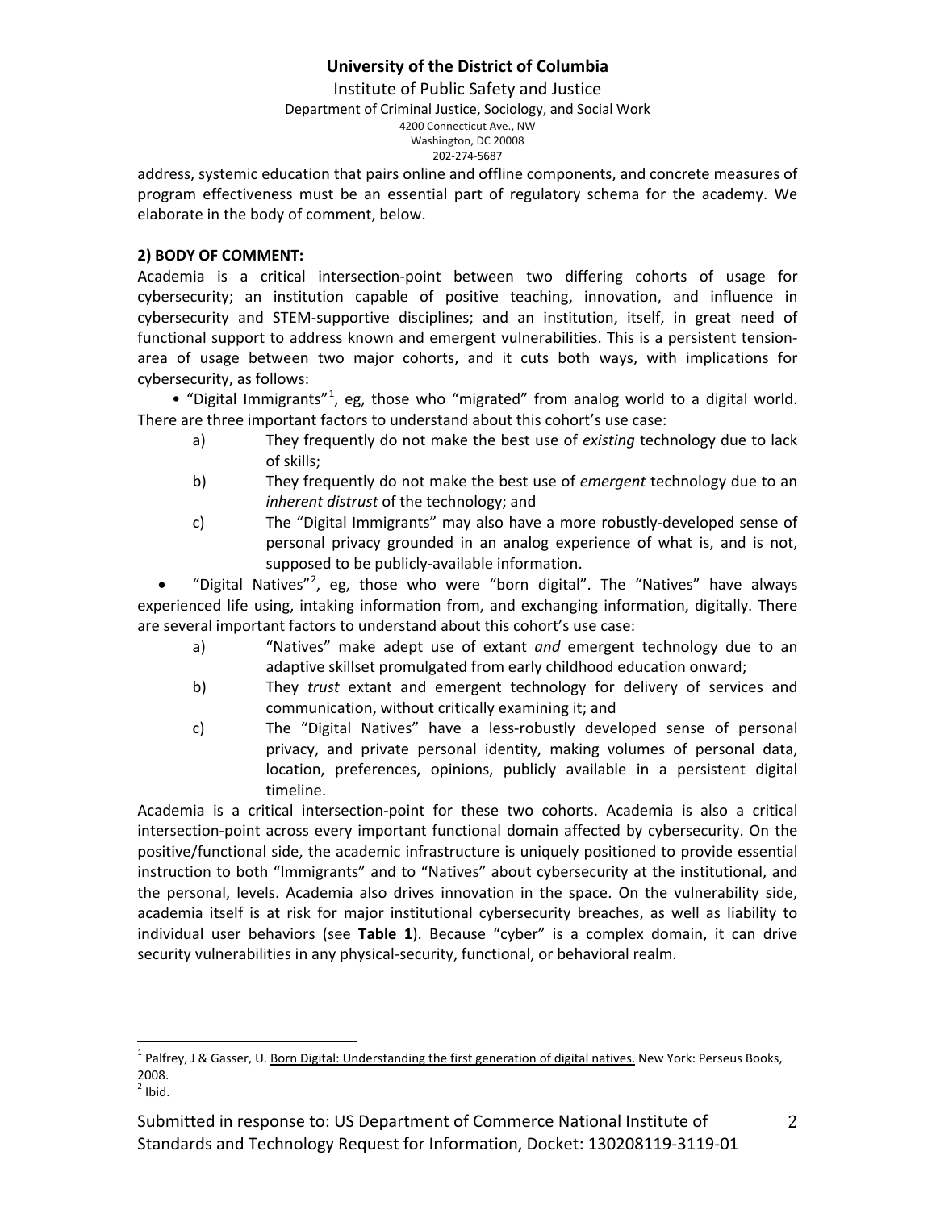address, systemic education that pairs online and offline components, and concrete measures of program effectiveness must be an essential part of regulatory schema for the academy. We elaborate in the body of comment, below.

**2) BODY OF COMMENT:**

Academia is a critical intersection-point between two differing cohorts of usage for cybersecurity; an institution capable of positive teaching, innovation, and influence in cybersecurity and STEM-supportive disciplines; and an institution, itself, in great need of functional support to address known and emergent vulnerabilities. This is a persistent tension-area of usage between two major cohorts, and it cuts both ways, with implications for cybersecurity, as follows:

- "Digital Immigrants"[1], eg, those who "migrated" from analog world to a digital world. There are three important factors to understand about this cohort's use case:
  - a) They frequently do not make the best use of *existing* technology due to lack of skills;
  - b) They frequently do not make the best use of *emergent* technology due to an *inherent distrust* of the technology; and
  - c) The "Digital Immigrants" may also have a more robustly-developed sense of personal privacy grounded in an analog experience of what is, and is not, supposed to be publicly-available information.
- "Digital Natives"[2], eg, those who were "born digital". The "Natives" have always experienced life using, intaking information from, and exchanging information, digitally. There are several important factors to understand about this cohort's use case:
  - a) "Natives" make adept use of extant *and* emergent technology due to an adaptive skillset promulgated from early childhood education onward;
  - b) They *trust* extant and emergent technology for delivery of services and communication, without critically examining it; and
  - c) The "Digital Natives" have a less-robustly developed sense of personal privacy, and private personal identity, making volumes of personal data, location, preferences, opinions, publicly available in a persistent digital timeline.

Academia is a critical intersection-point for these two cohorts. Academia is also a critical intersection-point across every important functional domain affected by cybersecurity. On the positive/functional side, the academic infrastructure is uniquely positioned to provide essential instruction to both "Immigrants" and to "Natives" about cybersecurity at the institutional, and the personal, levels. Academia also drives innovation in the space. On the vulnerability side, academia itself is at risk for major institutional cybersecurity breaches, as well as liability to individual user behaviors (see **Table 1**). Because "cyber" is a complex domain, it can drive security vulnerabilities in any physical-security, functional, or behavioral realm.

---

[1] Palfrey, J & Gasser, U. Born Digital: Understanding the first generation of digital natives. New York: Perseus Books, 2008.

[2] Ibid.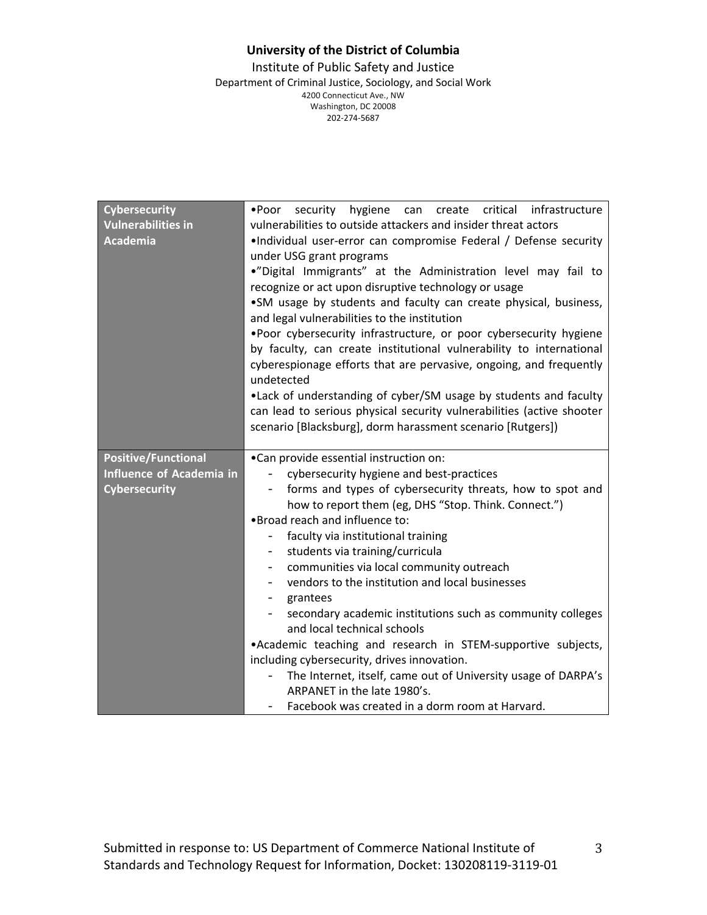| Cybersecurity Vulnerabilities in Academia | •Poor security hygiene can create critical infrastructure vulnerabilities to outside attackers and insider threat actors<br>•Individual user-error can compromise Federal / Defense security under USG grant programs<br>•"Digital Immigrants" at the Administration level may fail to recognize or act upon disruptive technology or usage<br>•SM usage by students and faculty can create physical, business, and legal vulnerabilities to the institution<br>•Poor cybersecurity infrastructure, or poor cybersecurity hygiene by faculty, can create institutional vulnerability to international cyberespionage efforts that are pervasive, ongoing, and frequently undetected<br>•Lack of understanding of cyber/SM usage by students and faculty can lead to serious physical security vulnerabilities (active shooter scenario [Blacksburg], dorm harassment scenario [Rutgers]) |
|---|---|
| Positive/Functional Influence of Academia in Cybersecurity | •Can provide essential instruction on:<br>- cybersecurity hygiene and best-practices<br>- forms and types of cybersecurity threats, how to spot and how to report them (eg, DHS "Stop. Think. Connect.")<br>•Broad reach and influence to:<br>- faculty via institutional training<br>- students via training/curricula<br>- communities via local community outreach<br>- vendors to the institution and local businesses<br>- grantees<br>- secondary academic institutions such as community colleges and local technical schools<br>•Academic teaching and research in STEM-supportive subjects, including cybersecurity, drives innovation.<br>- The Internet, itself, came out of University usage of DARPA's ARPANET in the late 1980's.<br>- Facebook was created in a dorm room at Harvard. |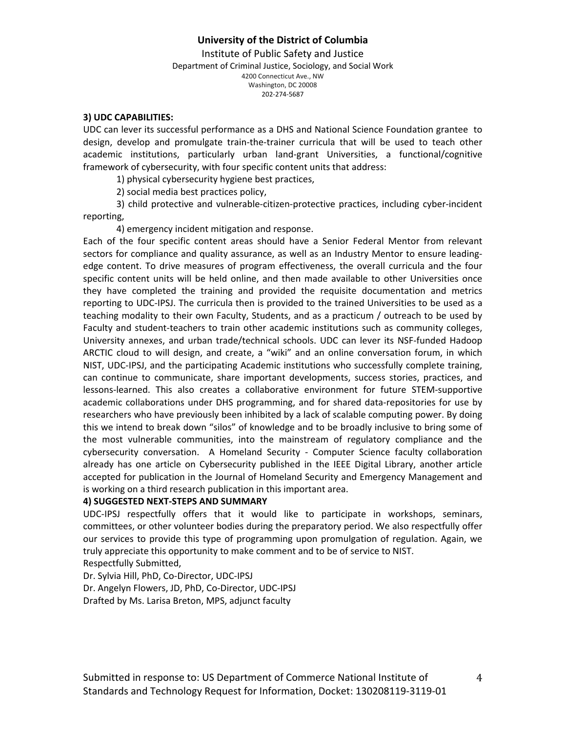**University of the District of Columbia**

Institute of Public Safety and Justice

Department of Criminal Justice, Sociology, and Social Work

4200 Connecticut Ave., NW

Washington, DC 20008

202-274-5687

**3) UDC CAPABILITIES:**

UDC can lever its successful performance as a DHS and National Science Foundation grantee to design, develop and promulgate train-the-trainer curricula that will be used to teach other academic institutions, particularly urban land-grant Universities, a functional/cognitive framework of cybersecurity, with four specific content units that address:

1) physical cybersecurity hygiene best practices,

2) social media best practices policy,

3) child protective and vulnerable-citizen-protective practices, including cyber-incident reporting,

4) emergency incident mitigation and response.

Each of the four specific content areas should have a Senior Federal Mentor from relevant sectors for compliance and quality assurance, as well as an Industry Mentor to ensure leading-edge content. To drive measures of program effectiveness, the overall curricula and the four specific content units will be held online, and then made available to other Universities once they have completed the training and provided the requisite documentation and metrics reporting to UDC-IPSJ. The curricula then is provided to the trained Universities to be used as a teaching modality to their own Faculty, Students, and as a practicum / outreach to be used by Faculty and student-teachers to train other academic institutions such as community colleges, University annexes, and urban trade/technical schools. UDC can lever its NSF-funded Hadoop ARCTIC cloud to will design, and create, a "wiki" and an online conversation forum, in which NIST, UDC-IPSJ, and the participating Academic institutions who successfully complete training, can continue to communicate, share important developments, success stories, practices, and lessons-learned. This also creates a collaborative environment for future STEM-supportive academic collaborations under DHS programming, and for shared data-repositories for use by researchers who have previously been inhibited by a lack of scalable computing power. By doing this we intend to break down "silos" of knowledge and to be broadly inclusive to bring some of the most vulnerable communities, into the mainstream of regulatory compliance and the cybersecurity conversation. A Homeland Security - Computer Science faculty collaboration already has one article on Cybersecurity published in the IEEE Digital Library, another article accepted for publication in the Journal of Homeland Security and Emergency Management and is working on a third research publication in this important area.

**4) SUGGESTED NEXT-STEPS AND SUMMARY**

UDC-IPSJ respectfully offers that it would like to participate in workshops, seminars, committees, or other volunteer bodies during the preparatory period. We also respectfully offer our services to provide this type of programming upon promulgation of regulation. Again, we truly appreciate this opportunity to make comment and to be of service to NIST.

Respectfully Submitted,

Dr. Sylvia Hill, PhD, Co-Director, UDC-IPSJ

Dr. Angelyn Flowers, JD, PhD, Co-Director, UDC-IPSJ

Drafted by Ms. Larisa Breton, MPS, adjunct faculty

Submitted in response to: US Department of Commerce National Institute of Standards and Technology Request for Information, Docket: 130208119-3119-01